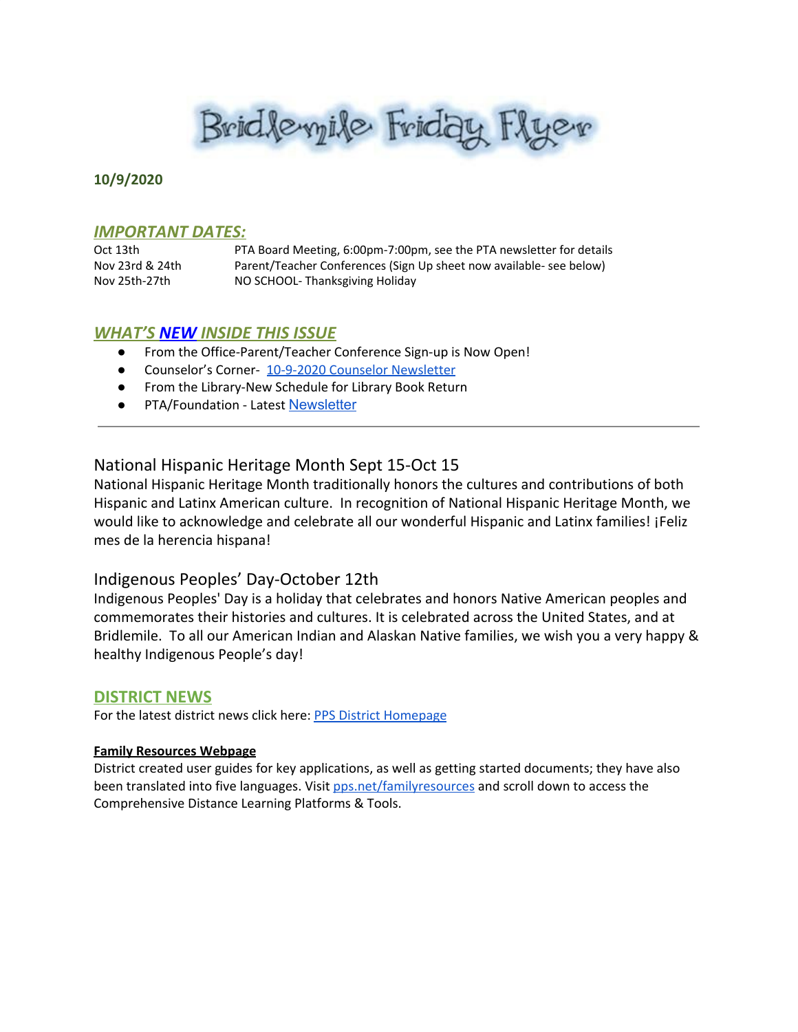# Bridlemile Friday Flyer

**10/9/2020**

## *IMPORTANT DATES:*

| | |
|---|---|
| Oct 13th | PTA Board Meeting, 6:00pm-7:00pm, see the PTA newsletter for details |
| Nov 23rd & 24th | Parent/Teacher Conferences (Sign Up sheet now available- see below) |
| Nov 25th-27th | NO SCHOOL- Thanksgiving Holiday |

## *WHAT'S NEW INSIDE THIS ISSUE*

- From the Office-Parent/Teacher Conference Sign-up is Now Open!
- Counselor's Corner- 10-9-2020 Counselor Newsletter
- From the Library-New Schedule for Library Book Return
- PTA/Foundation - Latest Newsletter

---

## National Hispanic Heritage Month Sept 15-Oct 15

National Hispanic Heritage Month traditionally honors the cultures and contributions of both Hispanic and Latinx American culture. In recognition of National Hispanic Heritage Month, we would like to acknowledge and celebrate all our wonderful Hispanic and Latinx families! ¡Feliz mes de la herencia hispana!

## Indigenous Peoples' Day-October 12th

Indigenous Peoples' Day is a holiday that celebrates and honors Native American peoples and commemorates their histories and cultures. It is celebrated across the United States, and at Bridlemile. To all our American Indian and Alaskan Native families, we wish you a very happy & healthy Indigenous People's day!

## DISTRICT NEWS

For the latest district news click here: PPS District Homepage

**Family Resources Webpage**

District created user guides for key applications, as well as getting started documents; they have also been translated into five languages. Visit pps.net/familyresources and scroll down to access the Comprehensive Distance Learning Platforms & Tools.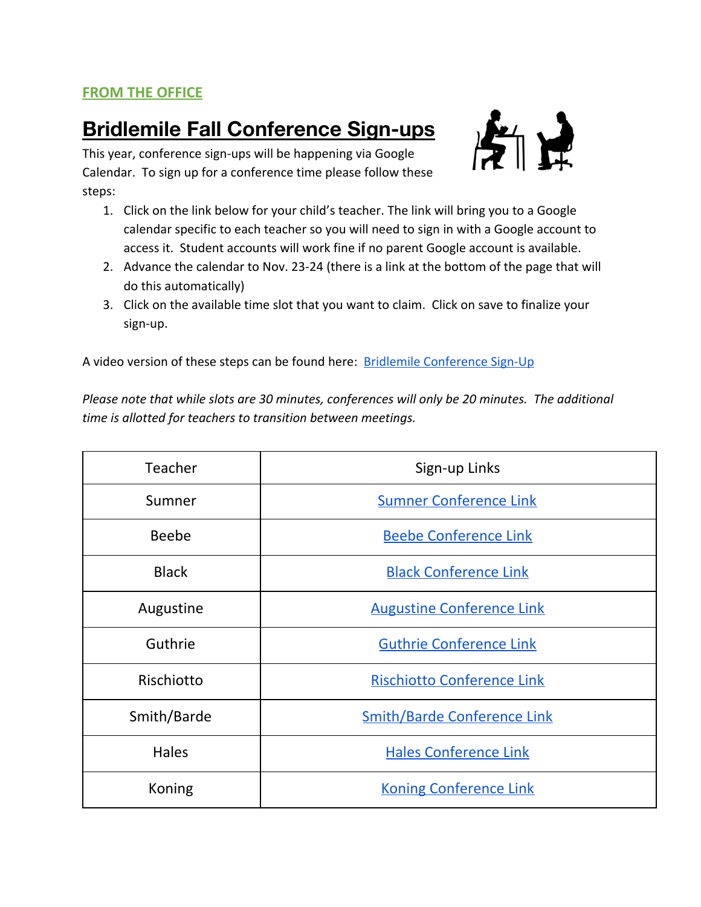**FROM THE OFFICE**

## Bridlemile Fall Conference Sign-ups

This year, conference sign-ups will be happening via Google Calendar. To sign up for a conference time please follow these steps:

1. Click on the link below for your child's teacher. The link will bring you to a Google calendar specific to each teacher so you will need to sign in with a Google account to access it. Student accounts will work fine if no parent Google account is available.
2. Advance the calendar to Nov. 23-24 (there is a link at the bottom of the page that will do this automatically)
3. Click on the available time slot that you want to claim. Click on save to finalize your sign-up.

A video version of these steps can be found here: Bridlemile Conference Sign-Up

*Please note that while slots are 30 minutes, conferences will only be 20 minutes. The additional time is allotted for teachers to transition between meetings.*

| Teacher | Sign-up Links |
|---|---|
| Sumner | Sumner Conference Link |
| Beebe | Beebe Conference Link |
| Black | Black Conference Link |
| Augustine | Augustine Conference Link |
| Guthrie | Guthrie Conference Link |
| Rischiotto | Rischiotto Conference Link |
| Smith/Barde | Smith/Barde Conference Link |
| Hales | Hales Conference Link |
| Koning | Koning Conference Link |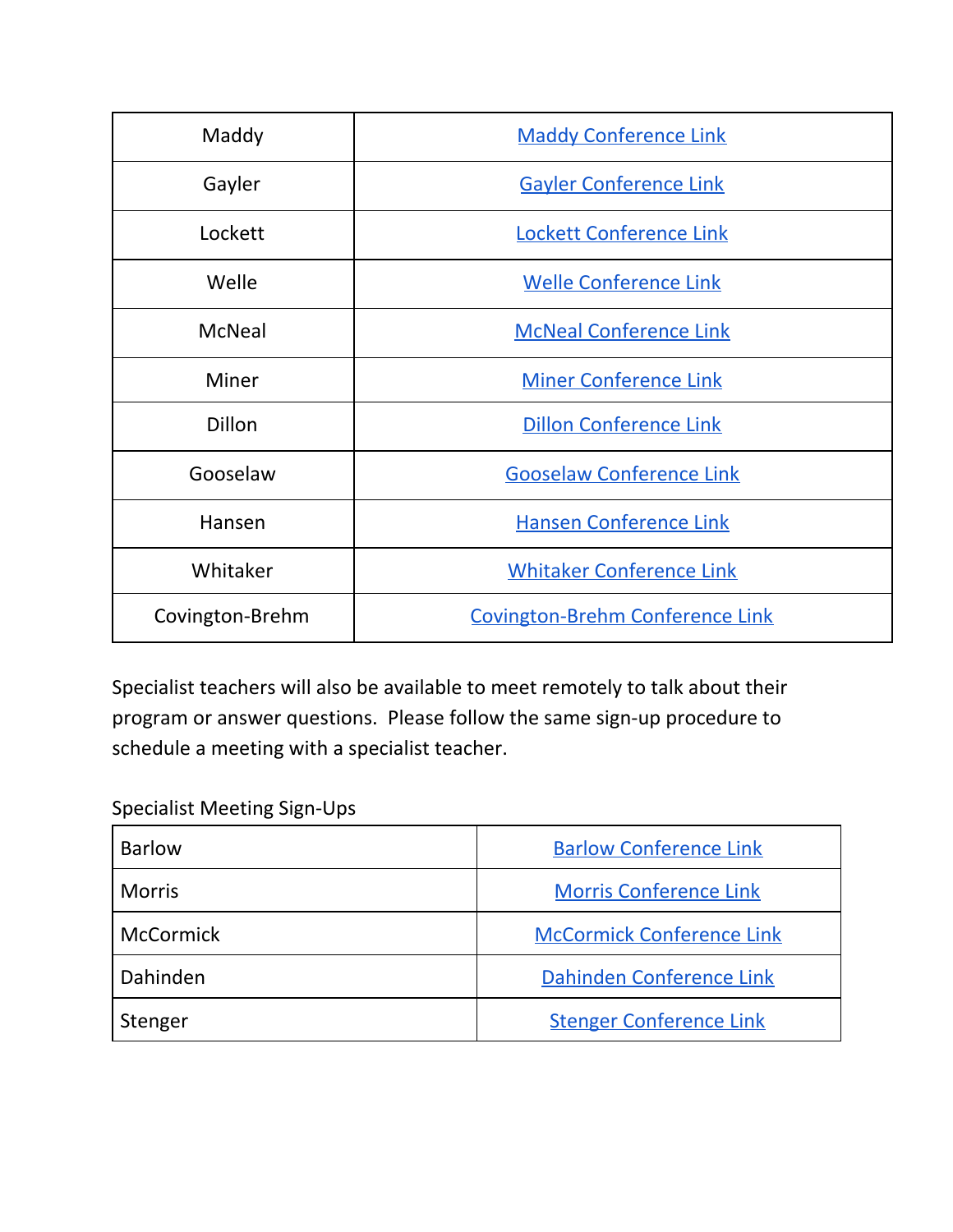| Maddy | Maddy Conference Link |
|---|---|
| Gayler | Gayler Conference Link |
| Lockett | Lockett Conference Link |
| Welle | Welle Conference Link |
| McNeal | McNeal Conference Link |
| Miner | Miner Conference Link |
| Dillon | Dillon Conference Link |
| Gooselaw | Gooselaw Conference Link |
| Hansen | Hansen Conference Link |
| Whitaker | Whitaker Conference Link |
| Covington-Brehm | Covington-Brehm Conference Link |

Specialist teachers will also be available to meet remotely to talk about their program or answer questions. Please follow the same sign-up procedure to schedule a meeting with a specialist teacher.

Specialist Meeting Sign-Ups

| Barlow | Barlow Conference Link |
|---|---|
| Morris | Morris Conference Link |
| McCormick | McCormick Conference Link |
| Dahinden | Dahinden Conference Link |
| Stenger | Stenger Conference Link |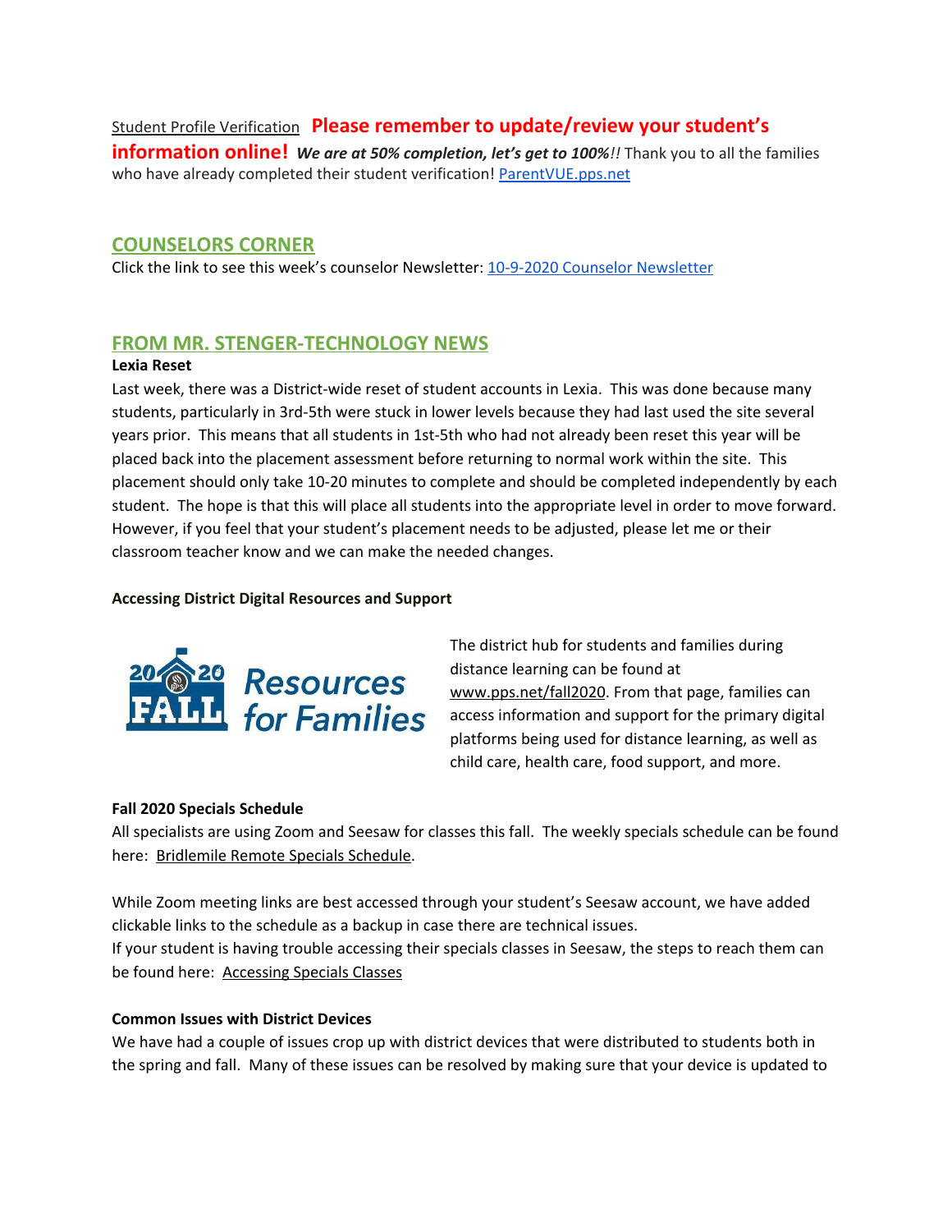Student Profile Verification **Please remember to update/review your student's information online!** ***We are at 50% completion, let's get to 100%!!*** Thank you to all the families who have already completed their student verification! [ParentVUE.pps.net](ParentVUE.pps.net)

## COUNSELORS CORNER

Click the link to see this week's counselor Newsletter: 10-9-2020 Counselor Newsletter

## FROM MR. STENGER-TECHNOLOGY NEWS

**Lexia Reset**

Last week, there was a District-wide reset of student accounts in Lexia. This was done because many students, particularly in 3rd-5th were stuck in lower levels because they had last used the site several years prior. This means that all students in 1st-5th who had not already been reset this year will be placed back into the placement assessment before returning to normal work within the site. This placement should only take 10-20 minutes to complete and should be completed independently by each student. The hope is that this will place all students into the appropriate level in order to move forward. However, if you feel that your student's placement needs to be adjusted, please let me or their classroom teacher know and we can make the needed changes.

**Accessing District Digital Resources and Support**

2020 FALL Resources for Families

The district hub for students and families during distance learning can be found at www.pps.net/fall2020. From that page, families can access information and support for the primary digital platforms being used for distance learning, as well as child care, health care, food support, and more.

**Fall 2020 Specials Schedule**

All specialists are using Zoom and Seesaw for classes this fall. The weekly specials schedule can be found here: Bridlemile Remote Specials Schedule.

While Zoom meeting links are best accessed through your student's Seesaw account, we have added clickable links to the schedule as a backup in case there are technical issues.
If your student is having trouble accessing their specials classes in Seesaw, the steps to reach them can be found here: Accessing Specials Classes

**Common Issues with District Devices**

We have had a couple of issues crop up with district devices that were distributed to students both in the spring and fall. Many of these issues can be resolved by making sure that your device is updated to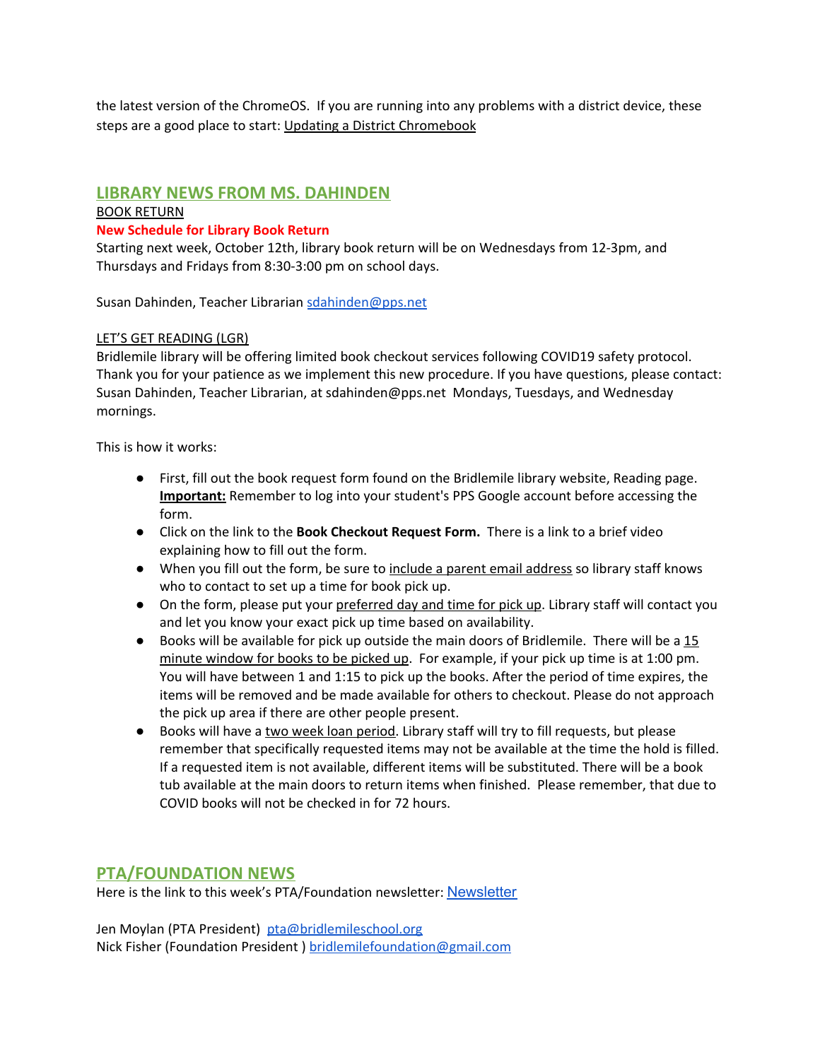the latest version of the ChromeOS. If you are running into any problems with a district device, these steps are a good place to start: Updating a District Chromebook

## LIBRARY NEWS FROM MS. DAHINDEN

BOOK RETURN

**New Schedule for Library Book Return**

Starting next week, October 12th, library book return will be on Wednesdays from 12-3pm, and Thursdays and Fridays from 8:30-3:00 pm on school days.

Susan Dahinden, Teacher Librarian sdahinden@pps.net

LET'S GET READING (LGR)

Bridlemile library will be offering limited book checkout services following COVID19 safety protocol. Thank you for your patience as we implement this new procedure. If you have questions, please contact: Susan Dahinden, Teacher Librarian, at sdahinden@pps.net Mondays, Tuesdays, and Wednesday mornings.

This is how it works:

- First, fill out the book request form found on the Bridlemile library website, Reading page. **Important:** Remember to log into your student's PPS Google account before accessing the form.
- Click on the link to the **Book Checkout Request Form.** There is a link to a brief video explaining how to fill out the form.
- When you fill out the form, be sure to include a parent email address so library staff knows who to contact to set up a time for book pick up.
- On the form, please put your preferred day and time for pick up. Library staff will contact you and let you know your exact pick up time based on availability.
- Books will be available for pick up outside the main doors of Bridlemile. There will be a 15 minute window for books to be picked up. For example, if your pick up time is at 1:00 pm. You will have between 1 and 1:15 to pick up the books. After the period of time expires, the items will be removed and be made available for others to checkout. Please do not approach the pick up area if there are other people present.
- Books will have a two week loan period. Library staff will try to fill requests, but please remember that specifically requested items may not be available at the time the hold is filled. If a requested item is not available, different items will be substituted. There will be a book tub available at the main doors to return items when finished. Please remember, that due to COVID books will not be checked in for 72 hours.

## PTA/FOUNDATION NEWS

Here is the link to this week's PTA/Foundation newsletter: Newsletter

Jen Moylan (PTA President) pta@bridlemileschool.org
Nick Fisher (Foundation President ) bridlemilefoundation@gmail.com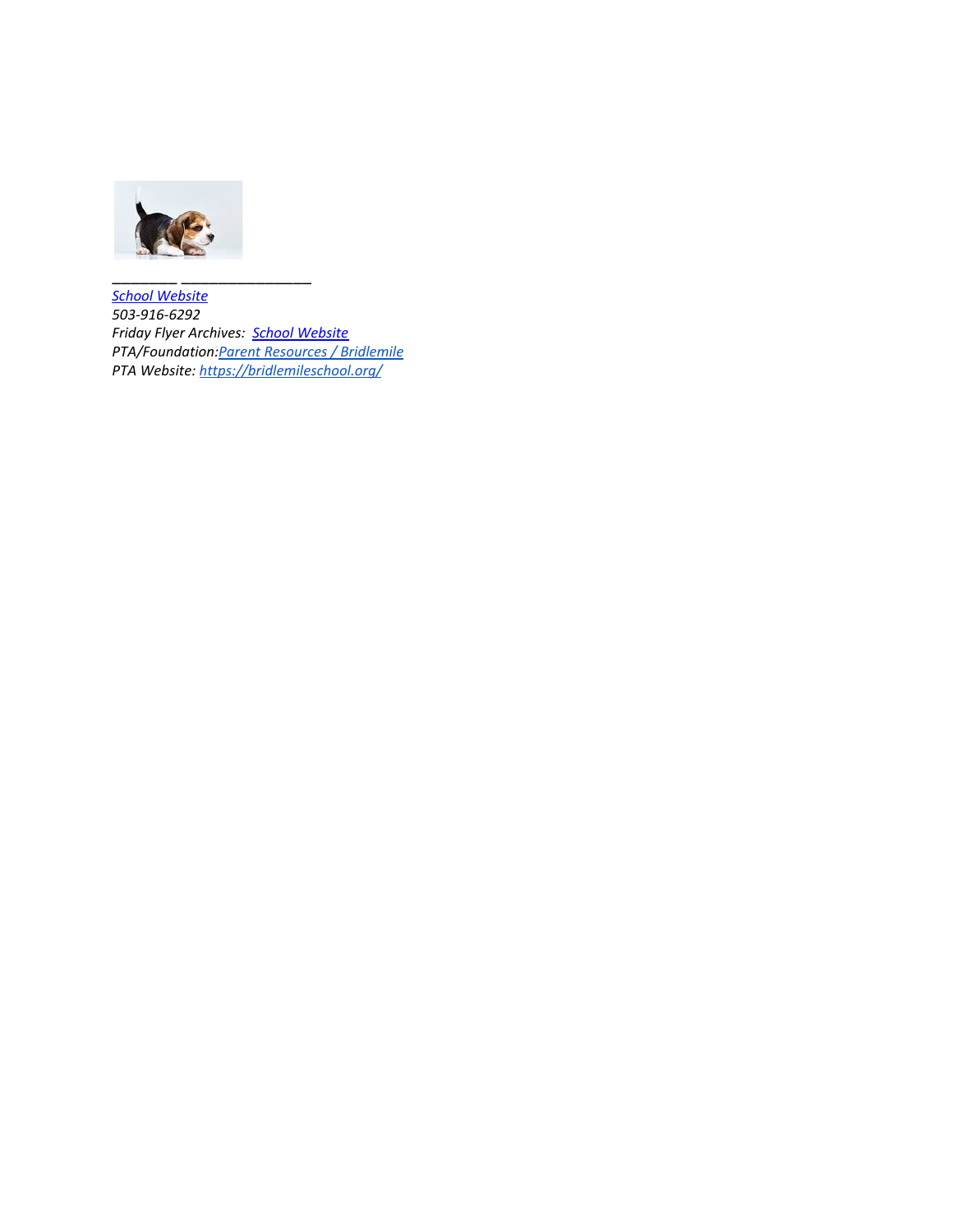*\_\_\_\_\_\_\_\_ \_\_\_\_\_\_\_\_\_\_\_\_\_\_\_\_*

*[School Website]()*

*503-916-6292*

*Friday Flyer Archives: [School Website]()*

*PTA/Foundation:[Parent Resources / Bridlemile]()*

*PTA Website: [https://bridlemileschool.org/](https://bridlemileschool.org/)*